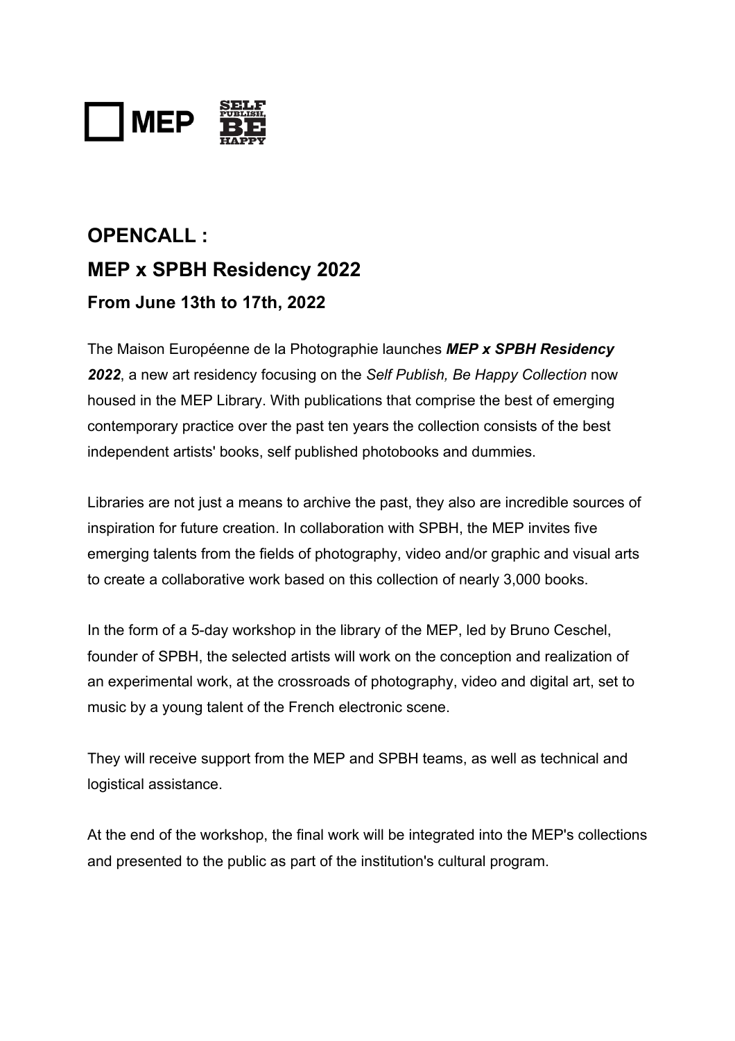MEP SELF PUBLISH, BE HAPPY

# OPENCALL :

# MEP x SPBH Residency 2022

### From June 13th to 17th, 2022

The Maison Européenne de la Photographie launches ***MEP x SPBH Residency 2022***, a new art residency focusing on the *Self Publish, Be Happy Collection* now housed in the MEP Library. With publications that comprise the best of emerging contemporary practice over the past ten years the collection consists of the best independent artists' books, self published photobooks and dummies.

Libraries are not just a means to archive the past, they also are incredible sources of inspiration for future creation. In collaboration with SPBH, the MEP invites five emerging talents from the fields of photography, video and/or graphic and visual arts to create a collaborative work based on this collection of nearly 3,000 books.

In the form of a 5-day workshop in the library of the MEP, led by Bruno Ceschel, founder of SPBH, the selected artists will work on the conception and realization of an experimental work, at the crossroads of photography, video and digital art, set to music by a young talent of the French electronic scene.

They will receive support from the MEP and SPBH teams, as well as technical and logistical assistance.

At the end of the workshop, the final work will be integrated into the MEP's collections and presented to the public as part of the institution's cultural program.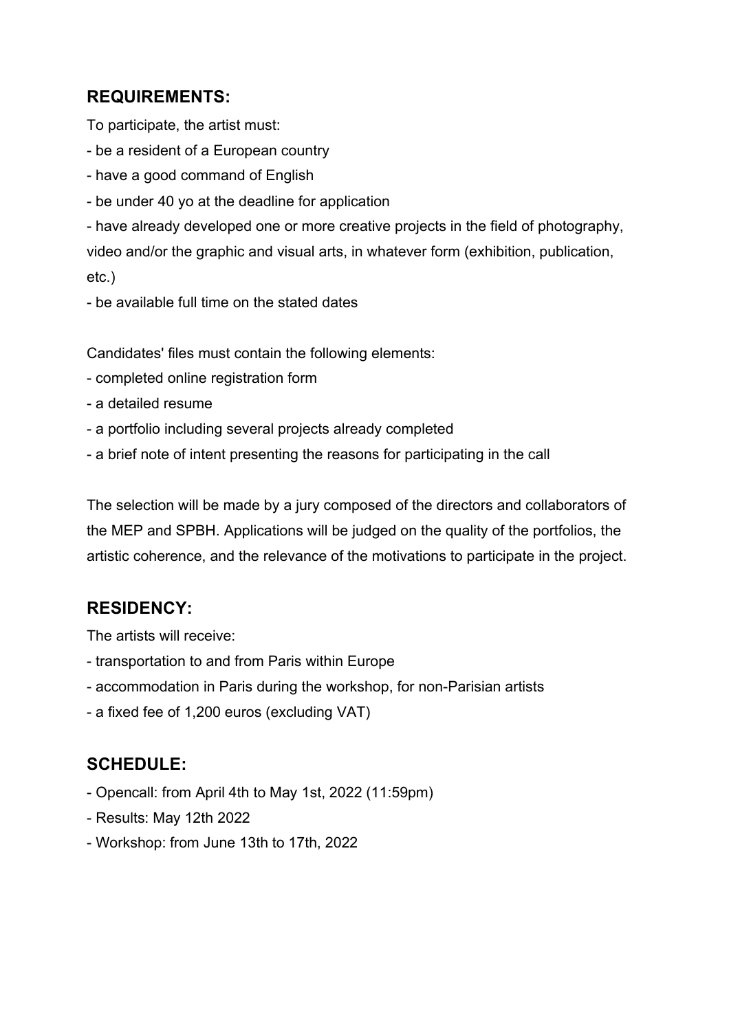## REQUIREMENTS:

To participate, the artist must:

- be a resident of a European country
- have a good command of English
- be under 40 yo at the deadline for application
- have already developed one or more creative projects in the field of photography, video and/or the graphic and visual arts, in whatever form (exhibition, publication, etc.)
- be available full time on the stated dates

Candidates' files must contain the following elements:

- completed online registration form
- a detailed resume
- a portfolio including several projects already completed
- a brief note of intent presenting the reasons for participating in the call

The selection will be made by a jury composed of the directors and collaborators of the MEP and SPBH. Applications will be judged on the quality of the portfolios, the artistic coherence, and the relevance of the motivations to participate in the project.

## RESIDENCY:

The artists will receive:

- transportation to and from Paris within Europe
- accommodation in Paris during the workshop, for non-Parisian artists
- a fixed fee of 1,200 euros (excluding VAT)

## SCHEDULE:

- Opencall: from April 4th to May 1st, 2022 (11:59pm)
- Results: May 12th 2022
- Workshop: from June 13th to 17th, 2022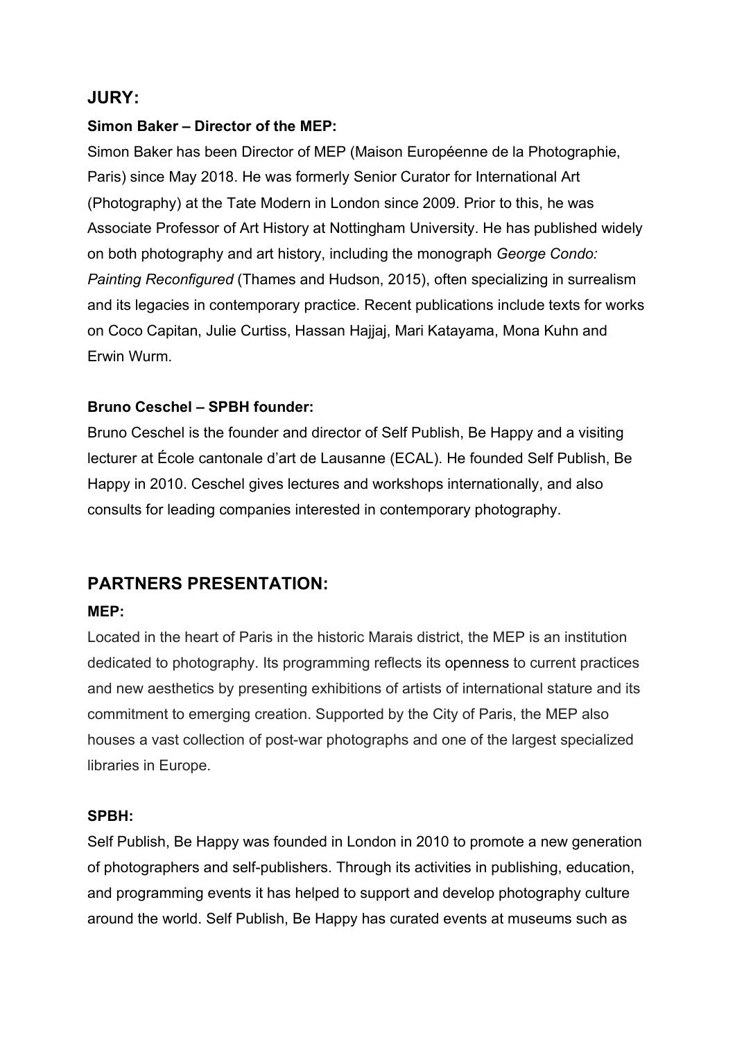## JURY:

### Simon Baker – Director of the MEP:

Simon Baker has been Director of MEP (Maison Européenne de la Photographie, Paris) since May 2018. He was formerly Senior Curator for International Art (Photography) at the Tate Modern in London since 2009. Prior to this, he was Associate Professor of Art History at Nottingham University. He has published widely on both photography and art history, including the monograph *George Condo: Painting Reconfigured* (Thames and Hudson, 2015), often specializing in surrealism and its legacies in contemporary practice. Recent publications include texts for works on Coco Capitan, Julie Curtiss, Hassan Hajjaj, Mari Katayama, Mona Kuhn and Erwin Wurm.

### Bruno Ceschel – SPBH founder:

Bruno Ceschel is the founder and director of Self Publish, Be Happy and a visiting lecturer at École cantonale d'art de Lausanne (ECAL). He founded Self Publish, Be Happy in 2010. Ceschel gives lectures and workshops internationally, and also consults for leading companies interested in contemporary photography.

## PARTNERS PRESENTATION:

### MEP:

Located in the heart of Paris in the historic Marais district, the MEP is an institution dedicated to photography. Its programming reflects its openness to current practices and new aesthetics by presenting exhibitions of artists of international stature and its commitment to emerging creation. Supported by the City of Paris, the MEP also houses a vast collection of post-war photographs and one of the largest specialized libraries in Europe.

### SPBH:

Self Publish, Be Happy was founded in London in 2010 to promote a new generation of photographers and self-publishers. Through its activities in publishing, education, and programming events it has helped to support and develop photography culture around the world. Self Publish, Be Happy has curated events at museums such as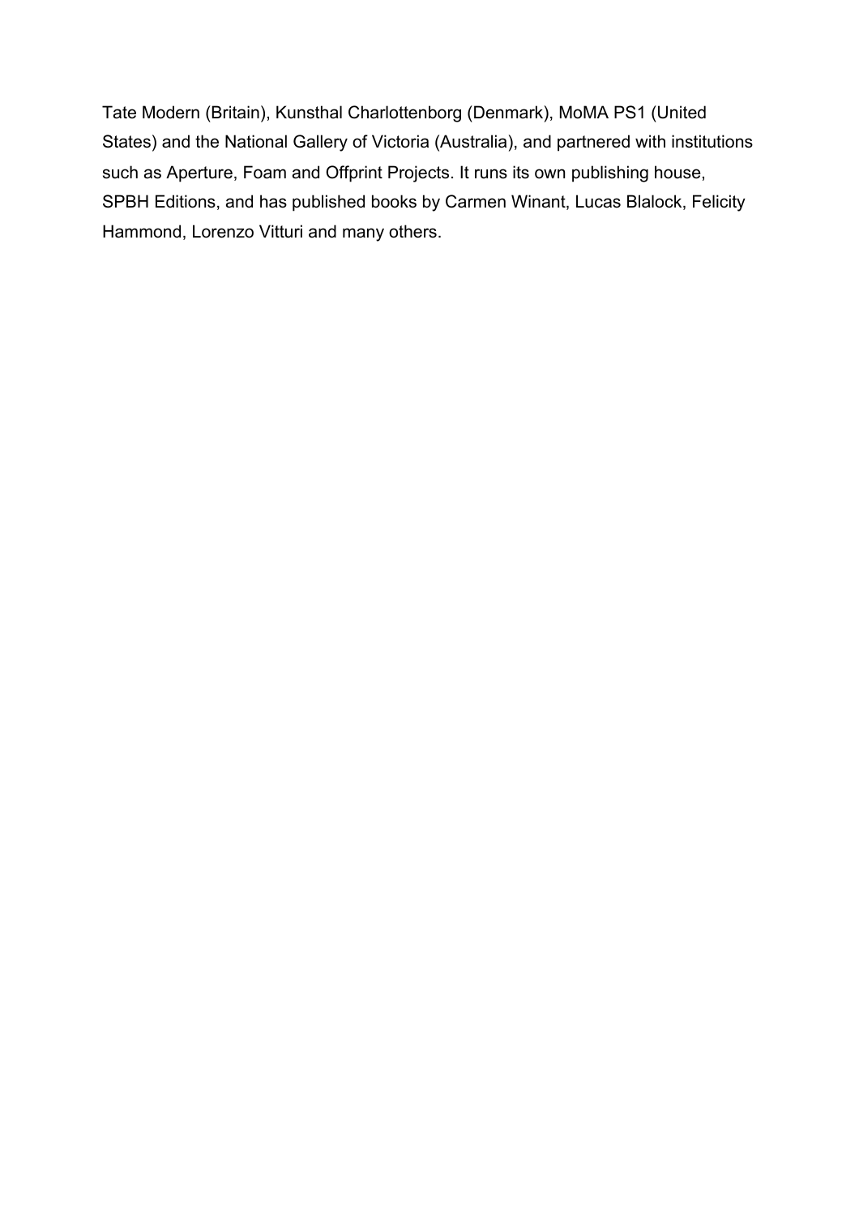Tate Modern (Britain), Kunsthal Charlottenborg (Denmark), MoMA PS1 (United States) and the National Gallery of Victoria (Australia), and partnered with institutions such as Aperture, Foam and Offprint Projects. It runs its own publishing house, SPBH Editions, and has published books by Carmen Winant, Lucas Blalock, Felicity Hammond, Lorenzo Vitturi and many others.